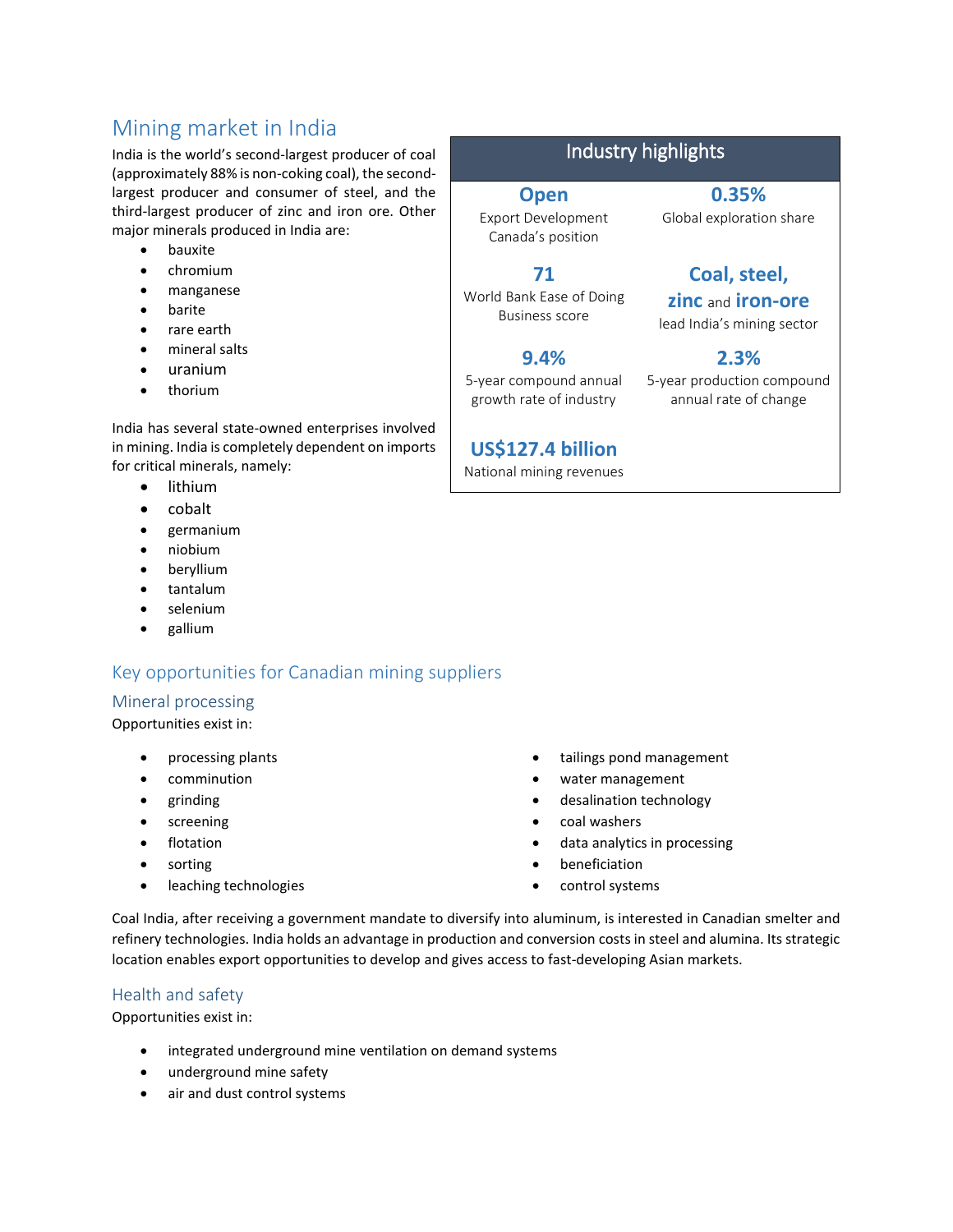# Mining market in India

India is the world's second-largest producer of coal (approximately 88% is non-coking coal), the second-largest producer and consumer of steel, and the third-largest producer of zinc and iron ore. Other major minerals produced in India are:

- bauxite
- chromium
- manganese
- barite
- rare earth
- mineral salts
- uranium
- thorium

India has several state-owned enterprises involved in mining. India is completely dependent on imports for critical minerals, namely:

- lithium
- cobalt
- germanium
- niobium
- beryllium
- tantalum
- selenium
- gallium

## Industry highlights

| | |
|---|---|
| **Open** Export Development Canada's position | **0.35%** Global exploration share |
| **71** World Bank Ease of Doing Business score | **Coal, steel, zinc** and **iron-ore** lead India's mining sector |
| **9.4%** 5-year compound annual growth rate of industry | **2.3%** 5-year production compound annual rate of change |
| **US$127.4 billion** National mining revenues | |

## Key opportunities for Canadian mining suppliers

### Mineral processing

Opportunities exist in:

- processing plants
- comminution
- grinding
- screening
- flotation
- sorting
- leaching technologies
- tailings pond management
- water management
- desalination technology
- coal washers
- data analytics in processing
- beneficiation
- control systems

Coal India, after receiving a government mandate to diversify into aluminum, is interested in Canadian smelter and refinery technologies. India holds an advantage in production and conversion costs in steel and alumina. Its strategic location enables export opportunities to develop and gives access to fast-developing Asian markets.

### Health and safety

Opportunities exist in:

- integrated underground mine ventilation on demand systems
- underground mine safety
- air and dust control systems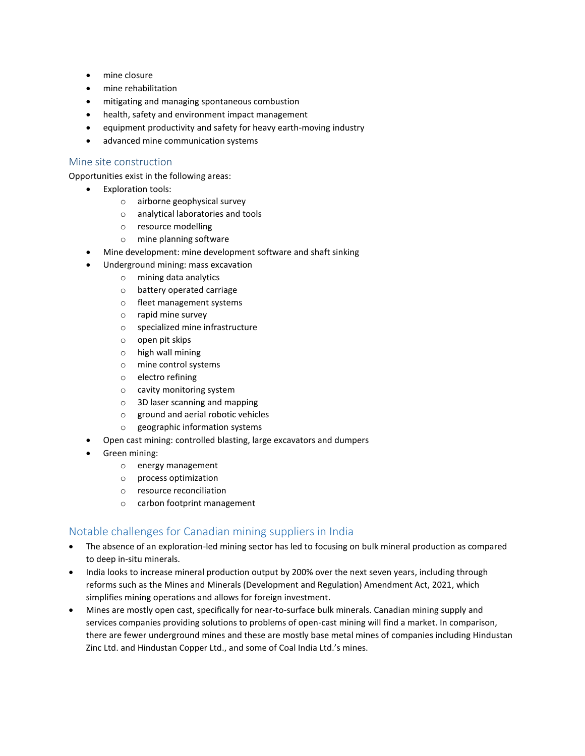- mine closure
- mine rehabilitation
- mitigating and managing spontaneous combustion
- health, safety and environment impact management
- equipment productivity and safety for heavy earth-moving industry
- advanced mine communication systems

### Mine site construction

Opportunities exist in the following areas:

- Exploration tools:
  - airborne geophysical survey
  - analytical laboratories and tools
  - resource modelling
  - mine planning software
- Mine development: mine development software and shaft sinking
- Underground mining: mass excavation
  - mining data analytics
  - battery operated carriage
  - fleet management systems
  - rapid mine survey
  - specialized mine infrastructure
  - open pit skips
  - high wall mining
  - mine control systems
  - electro refining
  - cavity monitoring system
  - 3D laser scanning and mapping
  - ground and aerial robotic vehicles
  - geographic information systems
- Open cast mining: controlled blasting, large excavators and dumpers
- Green mining:
  - energy management
  - process optimization
  - resource reconciliation
  - carbon footprint management

## Notable challenges for Canadian mining suppliers in India

- The absence of an exploration-led mining sector has led to focusing on bulk mineral production as compared to deep in-situ minerals.
- India looks to increase mineral production output by 200% over the next seven years, including through reforms such as the Mines and Minerals (Development and Regulation) Amendment Act, 2021, which simplifies mining operations and allows for foreign investment.
- Mines are mostly open cast, specifically for near-to-surface bulk minerals. Canadian mining supply and services companies providing solutions to problems of open-cast mining will find a market. In comparison, there are fewer underground mines and these are mostly base metal mines of companies including Hindustan Zinc Ltd. and Hindustan Copper Ltd., and some of Coal India Ltd.'s mines.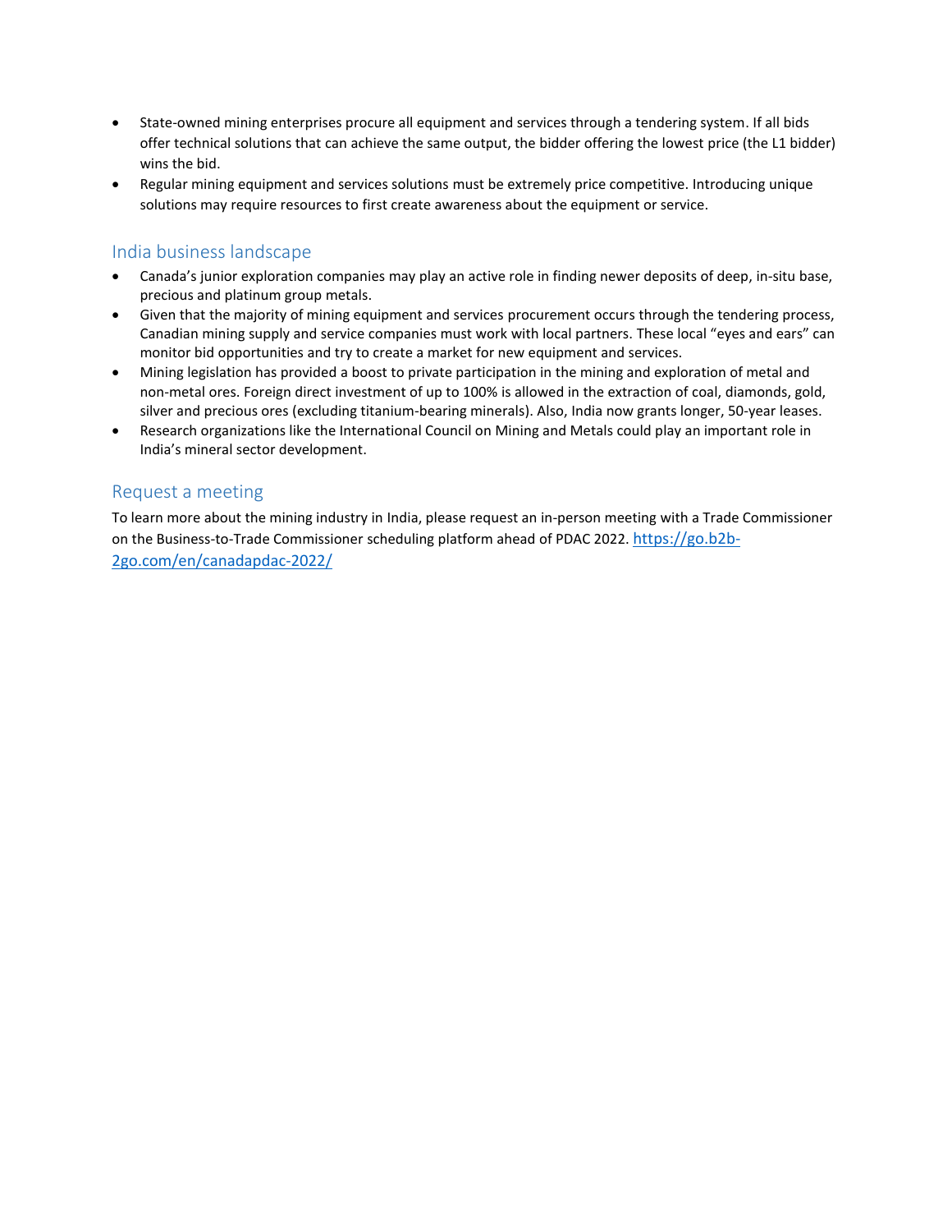- State-owned mining enterprises procure all equipment and services through a tendering system. If all bids offer technical solutions that can achieve the same output, the bidder offering the lowest price (the L1 bidder) wins the bid.
- Regular mining equipment and services solutions must be extremely price competitive. Introducing unique solutions may require resources to first create awareness about the equipment or service.

## India business landscape

- Canada's junior exploration companies may play an active role in finding newer deposits of deep, in-situ base, precious and platinum group metals.
- Given that the majority of mining equipment and services procurement occurs through the tendering process, Canadian mining supply and service companies must work with local partners. These local "eyes and ears" can monitor bid opportunities and try to create a market for new equipment and services.
- Mining legislation has provided a boost to private participation in the mining and exploration of metal and non-metal ores. Foreign direct investment of up to 100% is allowed in the extraction of coal, diamonds, gold, silver and precious ores (excluding titanium-bearing minerals). Also, India now grants longer, 50-year leases.
- Research organizations like the International Council on Mining and Metals could play an important role in India's mineral sector development.

## Request a meeting

To learn more about the mining industry in India, please request an in-person meeting with a Trade Commissioner on the Business-to-Trade Commissioner scheduling platform ahead of PDAC 2022. https://go.b2b-2go.com/en/canadapdac-2022/